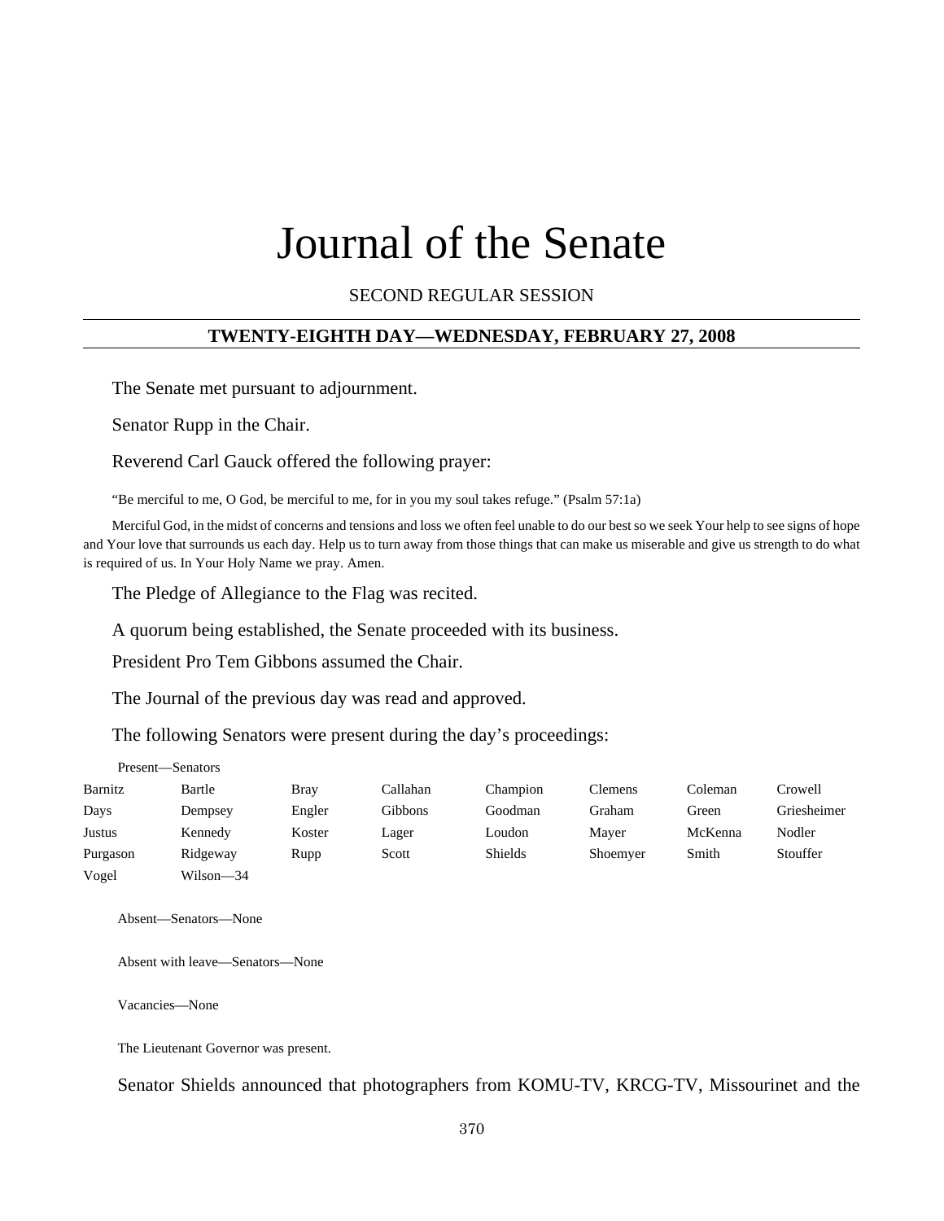# Journal of the Senate

SECOND REGULAR SESSION

## TWENTY-EIGHTH DAY—WEDNESDAY, FEBRUARY 27, 2008

The Senate met pursuant to adjournment.

Senator Rupp in the Chair.

Reverend Carl Gauck offered the following prayer:

"Be merciful to me, O God, be merciful to me, for in you my soul takes refuge." (Psalm 57:1a)

Merciful God, in the midst of concerns and tensions and loss we often feel unable to do our best so we seek Your help to see signs of hope and Your love that surrounds us each day. Help us to turn away from those things that can make us miserable and give us strength to do what is required of us. In Your Holy Name we pray. Amen.

The Pledge of Allegiance to the Flag was recited.

A quorum being established, the Senate proceeded with its business.

President Pro Tem Gibbons assumed the Chair.

The Journal of the previous day was read and approved.

The following Senators were present during the day's proceedings:

Present—Senators

| | | | | | | | |
|---|---|---|---|---|---|---|---|
| Barnitz | Bartle | Bray | Callahan | Champion | Clemens | Coleman | Crowell |
| Days | Dempsey | Engler | Gibbons | Goodman | Graham | Green | Griesheimer |
| Justus | Kennedy | Koster | Lager | Loudon | Mayer | McKenna | Nodler |
| Purgason | Ridgeway | Rupp | Scott | Shields | Shoemyer | Smith | Stouffer |
| Vogel | Wilson—34 | | | | | | |

Absent—Senators—None

Absent with leave—Senators—None

Vacancies—None

The Lieutenant Governor was present.

Senator Shields announced that photographers from KOMU-TV, KRCG-TV, Missourinet and the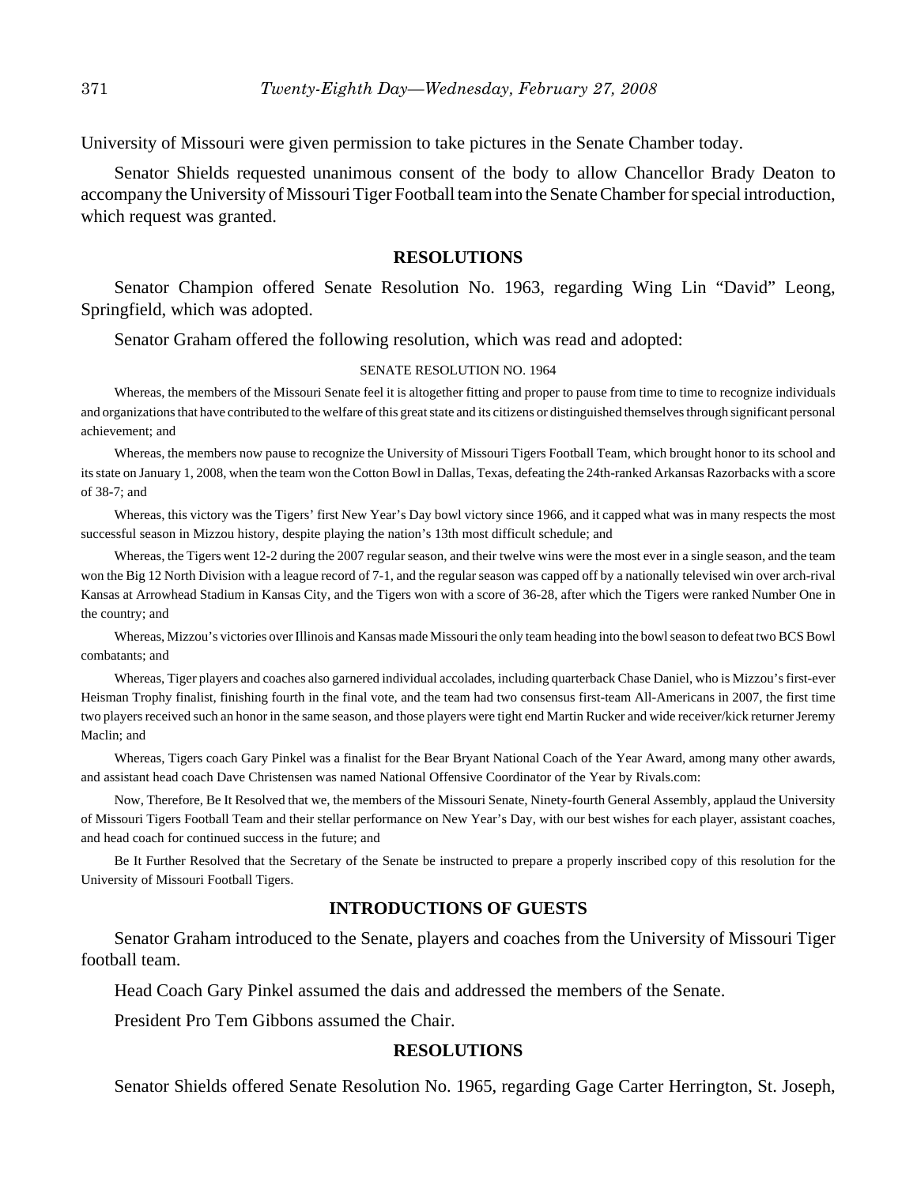University of Missouri were given permission to take pictures in the Senate Chamber today.

Senator Shields requested unanimous consent of the body to allow Chancellor Brady Deaton to accompany the University of Missouri Tiger Football team into the Senate Chamber for special introduction, which request was granted.

## RESOLUTIONS

Senator Champion offered Senate Resolution No. 1963, regarding Wing Lin "David" Leong, Springfield, which was adopted.

Senator Graham offered the following resolution, which was read and adopted:

SENATE RESOLUTION NO. 1964

Whereas, the members of the Missouri Senate feel it is altogether fitting and proper to pause from time to time to recognize individuals and organizations that have contributed to the welfare of this great state and its citizens or distinguished themselves through significant personal achievement; and

Whereas, the members now pause to recognize the University of Missouri Tigers Football Team, which brought honor to its school and its state on January 1, 2008, when the team won the Cotton Bowl in Dallas, Texas, defeating the 24th-ranked Arkansas Razorbacks with a score of 38-7; and

Whereas, this victory was the Tigers' first New Year's Day bowl victory since 1966, and it capped what was in many respects the most successful season in Mizzou history, despite playing the nation's 13th most difficult schedule; and

Whereas, the Tigers went 12-2 during the 2007 regular season, and their twelve wins were the most ever in a single season, and the team won the Big 12 North Division with a league record of 7-1, and the regular season was capped off by a nationally televised win over arch-rival Kansas at Arrowhead Stadium in Kansas City, and the Tigers won with a score of 36-28, after which the Tigers were ranked Number One in the country; and

Whereas, Mizzou's victories over Illinois and Kansas made Missouri the only team heading into the bowl season to defeat two BCS Bowl combatants; and

Whereas, Tiger players and coaches also garnered individual accolades, including quarterback Chase Daniel, who is Mizzou's first-ever Heisman Trophy finalist, finishing fourth in the final vote, and the team had two consensus first-team All-Americans in 2007, the first time two players received such an honor in the same season, and those players were tight end Martin Rucker and wide receiver/kick returner Jeremy Maclin; and

Whereas, Tigers coach Gary Pinkel was a finalist for the Bear Bryant National Coach of the Year Award, among many other awards, and assistant head coach Dave Christensen was named National Offensive Coordinator of the Year by Rivals.com:

Now, Therefore, Be It Resolved that we, the members of the Missouri Senate, Ninety-fourth General Assembly, applaud the University of Missouri Tigers Football Team and their stellar performance on New Year's Day, with our best wishes for each player, assistant coaches, and head coach for continued success in the future; and

Be It Further Resolved that the Secretary of the Senate be instructed to prepare a properly inscribed copy of this resolution for the University of Missouri Football Tigers.

## INTRODUCTIONS OF GUESTS

Senator Graham introduced to the Senate, players and coaches from the University of Missouri Tiger football team.

Head Coach Gary Pinkel assumed the dais and addressed the members of the Senate.

President Pro Tem Gibbons assumed the Chair.

## RESOLUTIONS

Senator Shields offered Senate Resolution No. 1965, regarding Gage Carter Herrington, St. Joseph,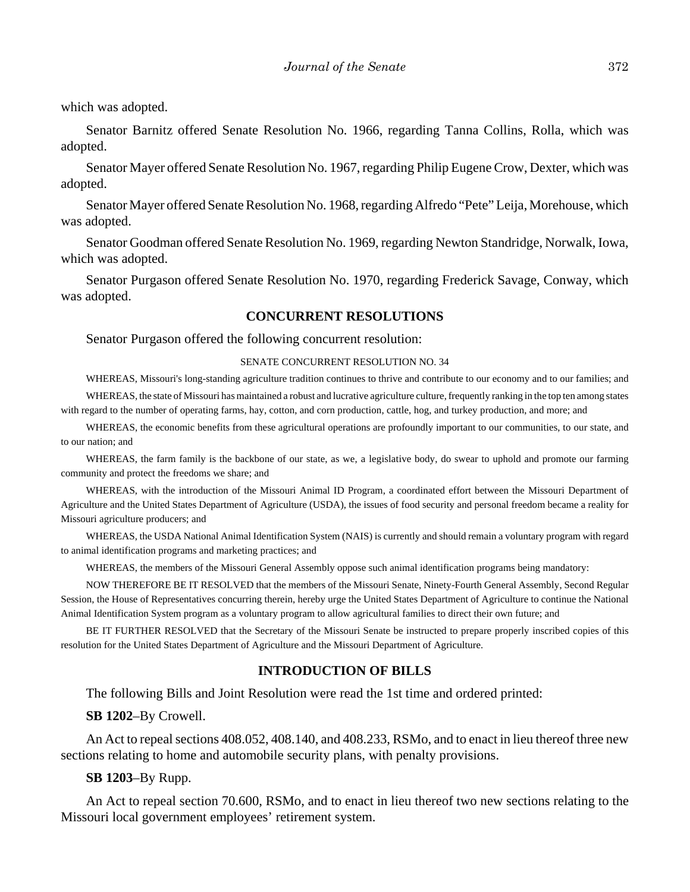which was adopted.

Senator Barnitz offered Senate Resolution No. 1966, regarding Tanna Collins, Rolla, which was adopted.

Senator Mayer offered Senate Resolution No. 1967, regarding Philip Eugene Crow, Dexter, which was adopted.

Senator Mayer offered Senate Resolution No. 1968, regarding Alfredo "Pete" Leija, Morehouse, which was adopted.

Senator Goodman offered Senate Resolution No. 1969, regarding Newton Standridge, Norwalk, Iowa, which was adopted.

Senator Purgason offered Senate Resolution No. 1970, regarding Frederick Savage, Conway, which was adopted.

## CONCURRENT RESOLUTIONS

Senator Purgason offered the following concurrent resolution:

SENATE CONCURRENT RESOLUTION NO. 34

WHEREAS, Missouri's long-standing agriculture tradition continues to thrive and contribute to our economy and to our families; and

WHEREAS, the state of Missouri has maintained a robust and lucrative agriculture culture, frequently ranking in the top ten among states with regard to the number of operating farms, hay, cotton, and corn production, cattle, hog, and turkey production, and more; and

WHEREAS, the economic benefits from these agricultural operations are profoundly important to our communities, to our state, and to our nation; and

WHEREAS, the farm family is the backbone of our state, as we, a legislative body, do swear to uphold and promote our farming community and protect the freedoms we share; and

WHEREAS, with the introduction of the Missouri Animal ID Program, a coordinated effort between the Missouri Department of Agriculture and the United States Department of Agriculture (USDA), the issues of food security and personal freedom became a reality for Missouri agriculture producers; and

WHEREAS, the USDA National Animal Identification System (NAIS) is currently and should remain a voluntary program with regard to animal identification programs and marketing practices; and

WHEREAS, the members of the Missouri General Assembly oppose such animal identification programs being mandatory:

NOW THEREFORE BE IT RESOLVED that the members of the Missouri Senate, Ninety-Fourth General Assembly, Second Regular Session, the House of Representatives concurring therein, hereby urge the United States Department of Agriculture to continue the National Animal Identification System program as a voluntary program to allow agricultural families to direct their own future; and

BE IT FURTHER RESOLVED that the Secretary of the Missouri Senate be instructed to prepare properly inscribed copies of this resolution for the United States Department of Agriculture and the Missouri Department of Agriculture.

## INTRODUCTION OF BILLS

The following Bills and Joint Resolution were read the 1st time and ordered printed:

**SB 1202**–By Crowell.

An Act to repeal sections 408.052, 408.140, and 408.233, RSMo, and to enact in lieu thereof three new sections relating to home and automobile security plans, with penalty provisions.

**SB 1203**–By Rupp.

An Act to repeal section 70.600, RSMo, and to enact in lieu thereof two new sections relating to the Missouri local government employees' retirement system.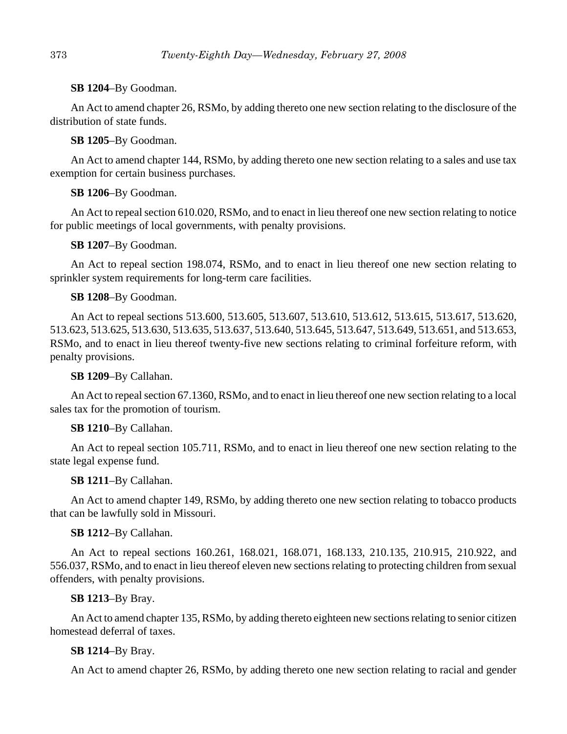**SB 1204**–By Goodman.

An Act to amend chapter 26, RSMo, by adding thereto one new section relating to the disclosure of the distribution of state funds.

**SB 1205**–By Goodman.

An Act to amend chapter 144, RSMo, by adding thereto one new section relating to a sales and use tax exemption for certain business purchases.

**SB 1206**–By Goodman.

An Act to repeal section 610.020, RSMo, and to enact in lieu thereof one new section relating to notice for public meetings of local governments, with penalty provisions.

**SB 1207**–By Goodman.

An Act to repeal section 198.074, RSMo, and to enact in lieu thereof one new section relating to sprinkler system requirements for long-term care facilities.

**SB 1208**–By Goodman.

An Act to repeal sections 513.600, 513.605, 513.607, 513.610, 513.612, 513.615, 513.617, 513.620, 513.623, 513.625, 513.630, 513.635, 513.637, 513.640, 513.645, 513.647, 513.649, 513.651, and 513.653, RSMo, and to enact in lieu thereof twenty-five new sections relating to criminal forfeiture reform, with penalty provisions.

**SB 1209**–By Callahan.

An Act to repeal section 67.1360, RSMo, and to enact in lieu thereof one new section relating to a local sales tax for the promotion of tourism.

**SB 1210**–By Callahan.

An Act to repeal section 105.711, RSMo, and to enact in lieu thereof one new section relating to the state legal expense fund.

**SB 1211**–By Callahan.

An Act to amend chapter 149, RSMo, by adding thereto one new section relating to tobacco products that can be lawfully sold in Missouri.

**SB 1212**–By Callahan.

An Act to repeal sections 160.261, 168.021, 168.071, 168.133, 210.135, 210.915, 210.922, and 556.037, RSMo, and to enact in lieu thereof eleven new sections relating to protecting children from sexual offenders, with penalty provisions.

**SB 1213**–By Bray.

An Act to amend chapter 135, RSMo, by adding thereto eighteen new sections relating to senior citizen homestead deferral of taxes.

**SB 1214**–By Bray.

An Act to amend chapter 26, RSMo, by adding thereto one new section relating to racial and gender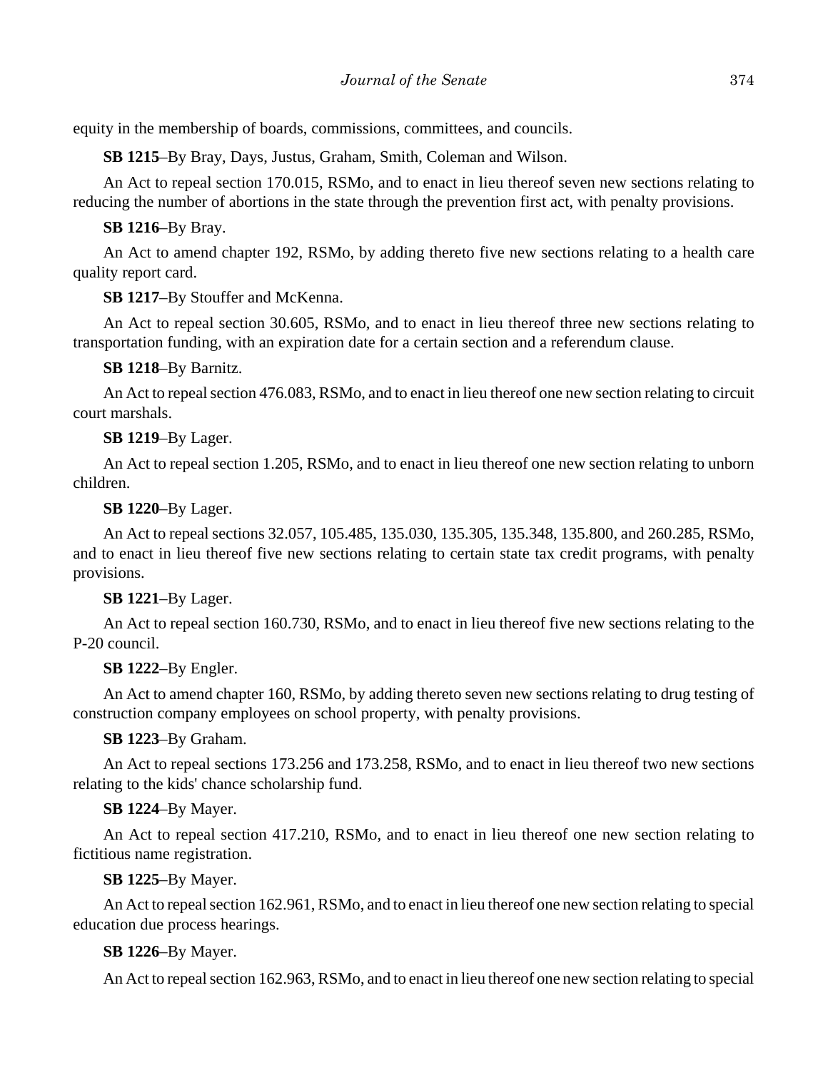equity in the membership of boards, commissions, committees, and councils.

**SB 1215**–By Bray, Days, Justus, Graham, Smith, Coleman and Wilson.

An Act to repeal section 170.015, RSMo, and to enact in lieu thereof seven new sections relating to reducing the number of abortions in the state through the prevention first act, with penalty provisions.

**SB 1216**–By Bray.

An Act to amend chapter 192, RSMo, by adding thereto five new sections relating to a health care quality report card.

**SB 1217**–By Stouffer and McKenna.

An Act to repeal section 30.605, RSMo, and to enact in lieu thereof three new sections relating to transportation funding, with an expiration date for a certain section and a referendum clause.

**SB 1218**–By Barnitz.

An Act to repeal section 476.083, RSMo, and to enact in lieu thereof one new section relating to circuit court marshals.

**SB 1219**–By Lager.

An Act to repeal section 1.205, RSMo, and to enact in lieu thereof one new section relating to unborn children.

**SB 1220**–By Lager.

An Act to repeal sections 32.057, 105.485, 135.030, 135.305, 135.348, 135.800, and 260.285, RSMo, and to enact in lieu thereof five new sections relating to certain state tax credit programs, with penalty provisions.

**SB 1221**–By Lager.

An Act to repeal section 160.730, RSMo, and to enact in lieu thereof five new sections relating to the P-20 council.

**SB 1222**–By Engler.

An Act to amend chapter 160, RSMo, by adding thereto seven new sections relating to drug testing of construction company employees on school property, with penalty provisions.

**SB 1223**–By Graham.

An Act to repeal sections 173.256 and 173.258, RSMo, and to enact in lieu thereof two new sections relating to the kids' chance scholarship fund.

**SB 1224**–By Mayer.

An Act to repeal section 417.210, RSMo, and to enact in lieu thereof one new section relating to fictitious name registration.

**SB 1225**–By Mayer.

An Act to repeal section 162.961, RSMo, and to enact in lieu thereof one new section relating to special education due process hearings.

**SB 1226**–By Mayer.

An Act to repeal section 162.963, RSMo, and to enact in lieu thereof one new section relating to special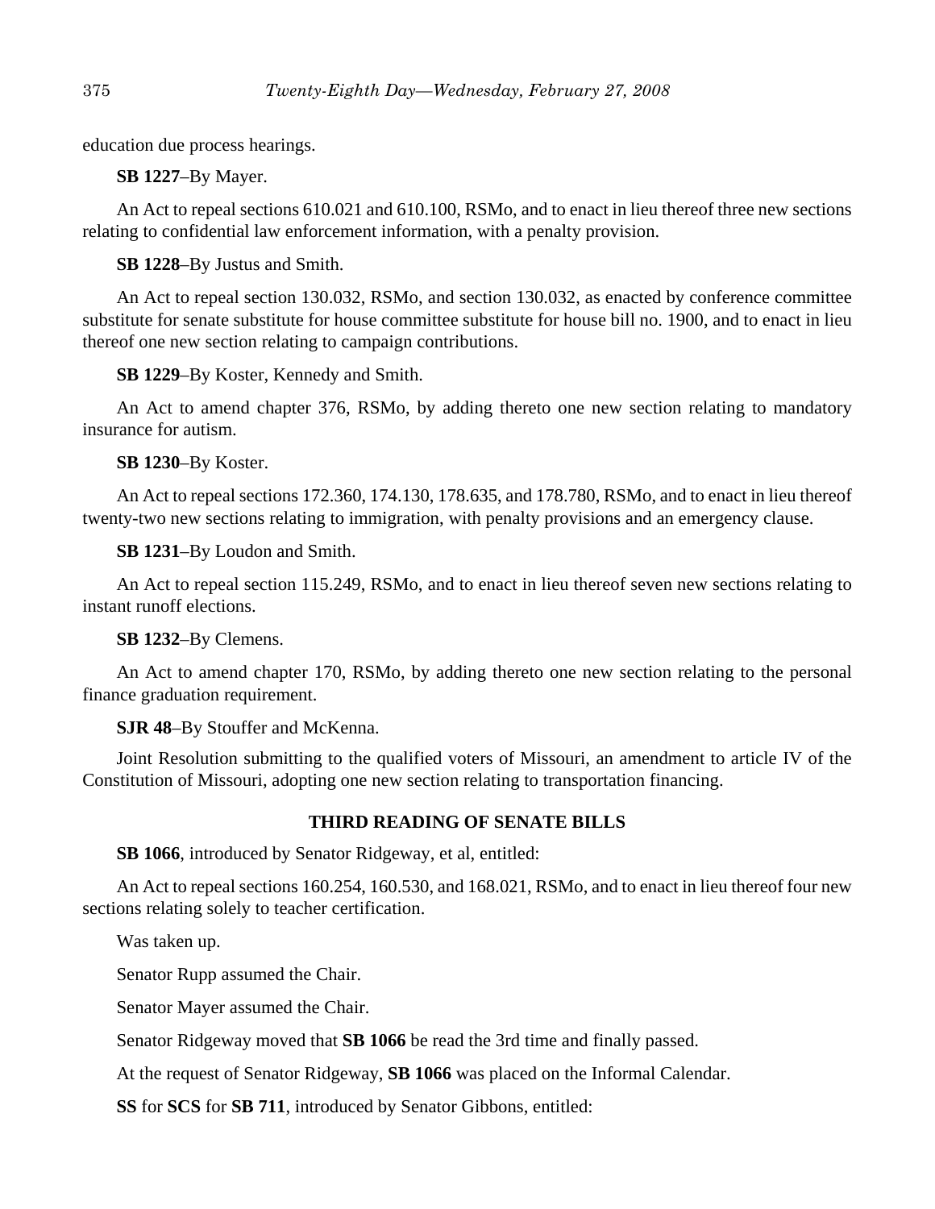education due process hearings.

**SB 1227**–By Mayer.

An Act to repeal sections 610.021 and 610.100, RSMo, and to enact in lieu thereof three new sections relating to confidential law enforcement information, with a penalty provision.

**SB 1228**–By Justus and Smith.

An Act to repeal section 130.032, RSMo, and section 130.032, as enacted by conference committee substitute for senate substitute for house committee substitute for house bill no. 1900, and to enact in lieu thereof one new section relating to campaign contributions.

**SB 1229**–By Koster, Kennedy and Smith.

An Act to amend chapter 376, RSMo, by adding thereto one new section relating to mandatory insurance for autism.

**SB 1230**–By Koster.

An Act to repeal sections 172.360, 174.130, 178.635, and 178.780, RSMo, and to enact in lieu thereof twenty-two new sections relating to immigration, with penalty provisions and an emergency clause.

**SB 1231**–By Loudon and Smith.

An Act to repeal section 115.249, RSMo, and to enact in lieu thereof seven new sections relating to instant runoff elections.

**SB 1232**–By Clemens.

An Act to amend chapter 170, RSMo, by adding thereto one new section relating to the personal finance graduation requirement.

**SJR 48**–By Stouffer and McKenna.

Joint Resolution submitting to the qualified voters of Missouri, an amendment to article IV of the Constitution of Missouri, adopting one new section relating to transportation financing.

## THIRD READING OF SENATE BILLS

**SB 1066**, introduced by Senator Ridgeway, et al, entitled:

An Act to repeal sections 160.254, 160.530, and 168.021, RSMo, and to enact in lieu thereof four new sections relating solely to teacher certification.

Was taken up.

Senator Rupp assumed the Chair.

Senator Mayer assumed the Chair.

Senator Ridgeway moved that **SB 1066** be read the 3rd time and finally passed.

At the request of Senator Ridgeway, **SB 1066** was placed on the Informal Calendar.

**SS** for **SCS** for **SB 711**, introduced by Senator Gibbons, entitled: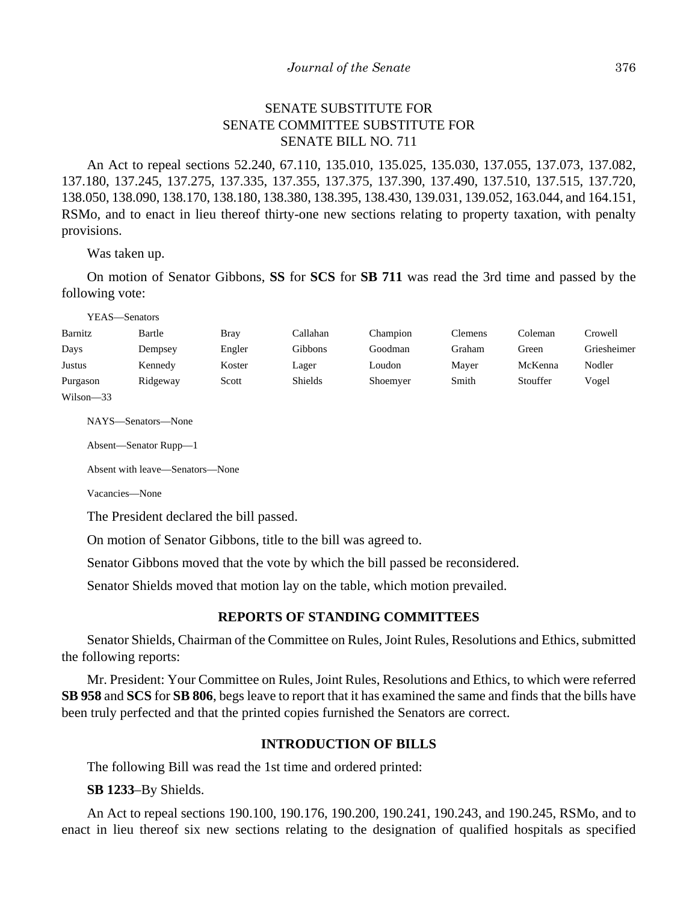SENATE SUBSTITUTE FOR
SENATE COMMITTEE SUBSTITUTE FOR
SENATE BILL NO. 711

An Act to repeal sections 52.240, 67.110, 135.010, 135.025, 135.030, 137.055, 137.073, 137.082, 137.180, 137.245, 137.275, 137.335, 137.355, 137.375, 137.390, 137.490, 137.510, 137.515, 137.720, 138.050, 138.090, 138.170, 138.180, 138.380, 138.395, 138.430, 139.031, 139.052, 163.044, and 164.151, RSMo, and to enact in lieu thereof thirty-one new sections relating to property taxation, with penalty provisions.

Was taken up.

On motion of Senator Gibbons, **SS** for **SCS** for **SB 711** was read the 3rd time and passed by the following vote:

YEAS—Senators

| | | | | | | | |
|---|---|---|---|---|---|---|---|
| Barnitz | Bartle | Bray | Callahan | Champion | Clemens | Coleman | Crowell |
| Days | Dempsey | Engler | Gibbons | Goodman | Graham | Green | Griesheimer |
| Justus | Kennedy | Koster | Lager | Loudon | Mayer | McKenna | Nodler |
| Purgason | Ridgeway | Scott | Shields | Shoemyer | Smith | Stouffer | Vogel |
| Wilson—33 | | | | | | | |

NAYS—Senators—None

Absent—Senator Rupp—1

Absent with leave—Senators—None

Vacancies—None

The President declared the bill passed.

On motion of Senator Gibbons, title to the bill was agreed to.

Senator Gibbons moved that the vote by which the bill passed be reconsidered.

Senator Shields moved that motion lay on the table, which motion prevailed.

## REPORTS OF STANDING COMMITTEES

Senator Shields, Chairman of the Committee on Rules, Joint Rules, Resolutions and Ethics, submitted the following reports:

Mr. President: Your Committee on Rules, Joint Rules, Resolutions and Ethics, to which were referred **SB 958** and **SCS** for **SB 806**, begs leave to report that it has examined the same and finds that the bills have been truly perfected and that the printed copies furnished the Senators are correct.

## INTRODUCTION OF BILLS

The following Bill was read the 1st time and ordered printed:

**SB 1233**–By Shields.

An Act to repeal sections 190.100, 190.176, 190.200, 190.241, 190.243, and 190.245, RSMo, and to enact in lieu thereof six new sections relating to the designation of qualified hospitals as specified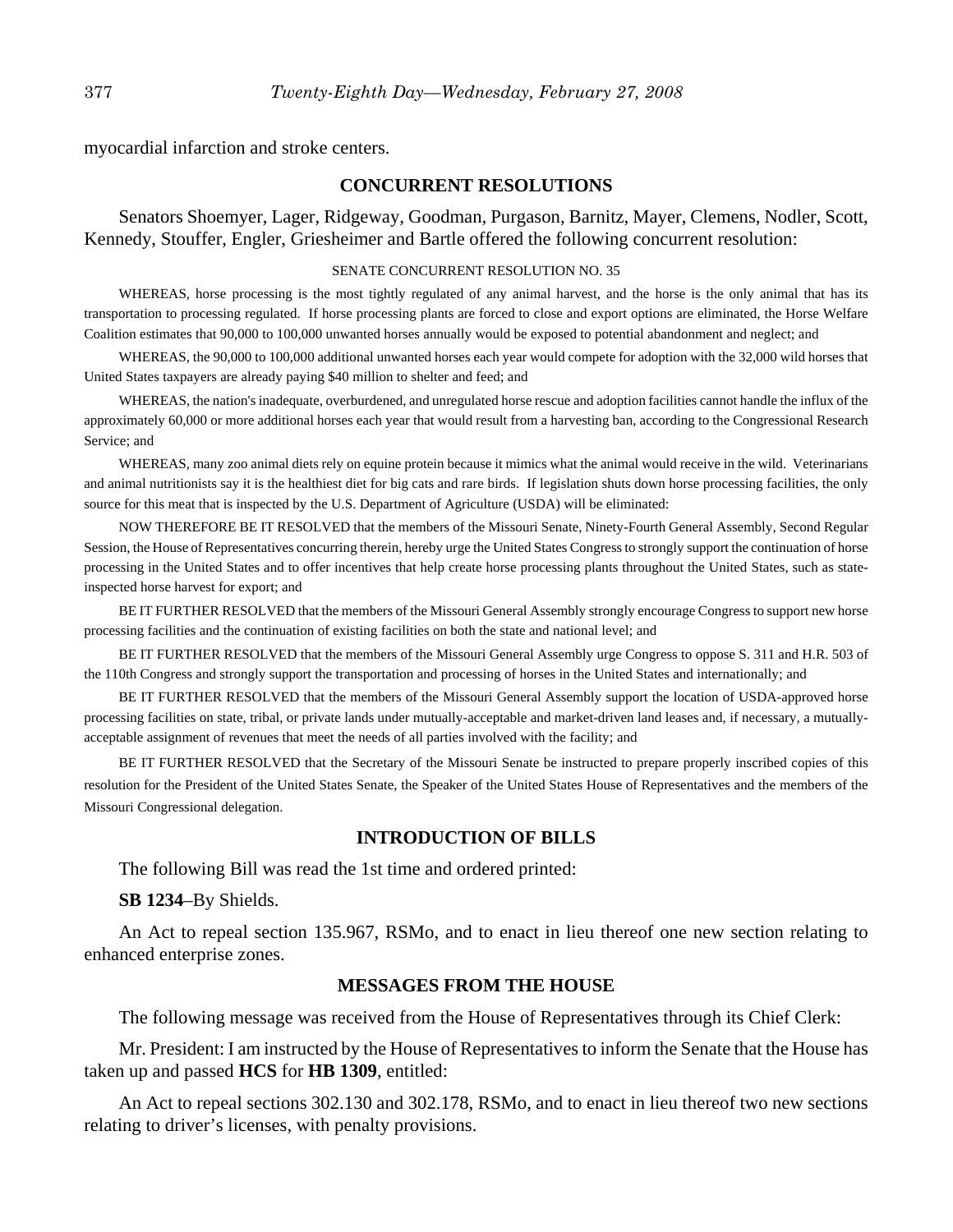myocardial infarction and stroke centers.

## CONCURRENT RESOLUTIONS

Senators Shoemyer, Lager, Ridgeway, Goodman, Purgason, Barnitz, Mayer, Clemens, Nodler, Scott, Kennedy, Stouffer, Engler, Griesheimer and Bartle offered the following concurrent resolution:

SENATE CONCURRENT RESOLUTION NO. 35

WHEREAS, horse processing is the most tightly regulated of any animal harvest, and the horse is the only animal that has its transportation to processing regulated. If horse processing plants are forced to close and export options are eliminated, the Horse Welfare Coalition estimates that 90,000 to 100,000 unwanted horses annually would be exposed to potential abandonment and neglect; and

WHEREAS, the 90,000 to 100,000 additional unwanted horses each year would compete for adoption with the 32,000 wild horses that United States taxpayers are already paying $40 million to shelter and feed; and

WHEREAS, the nation's inadequate, overburdened, and unregulated horse rescue and adoption facilities cannot handle the influx of the approximately 60,000 or more additional horses each year that would result from a harvesting ban, according to the Congressional Research Service; and

WHEREAS, many zoo animal diets rely on equine protein because it mimics what the animal would receive in the wild. Veterinarians and animal nutritionists say it is the healthiest diet for big cats and rare birds. If legislation shuts down horse processing facilities, the only source for this meat that is inspected by the U.S. Department of Agriculture (USDA) will be eliminated:

NOW THEREFORE BE IT RESOLVED that the members of the Missouri Senate, Ninety-Fourth General Assembly, Second Regular Session, the House of Representatives concurring therein, hereby urge the United States Congress to strongly support the continuation of horse processing in the United States and to offer incentives that help create horse processing plants throughout the United States, such as state-inspected horse harvest for export; and

BE IT FURTHER RESOLVED that the members of the Missouri General Assembly strongly encourage Congress to support new horse processing facilities and the continuation of existing facilities on both the state and national level; and

BE IT FURTHER RESOLVED that the members of the Missouri General Assembly urge Congress to oppose S. 311 and H.R. 503 of the 110th Congress and strongly support the transportation and processing of horses in the United States and internationally; and

BE IT FURTHER RESOLVED that the members of the Missouri General Assembly support the location of USDA-approved horse processing facilities on state, tribal, or private lands under mutually-acceptable and market-driven land leases and, if necessary, a mutually-acceptable assignment of revenues that meet the needs of all parties involved with the facility; and

BE IT FURTHER RESOLVED that the Secretary of the Missouri Senate be instructed to prepare properly inscribed copies of this resolution for the President of the United States Senate, the Speaker of the United States House of Representatives and the members of the Missouri Congressional delegation.

## INTRODUCTION OF BILLS

The following Bill was read the 1st time and ordered printed:

**SB 1234**–By Shields.

An Act to repeal section 135.967, RSMo, and to enact in lieu thereof one new section relating to enhanced enterprise zones.

## MESSAGES FROM THE HOUSE

The following message was received from the House of Representatives through its Chief Clerk:

Mr. President: I am instructed by the House of Representatives to inform the Senate that the House has taken up and passed **HCS** for **HB 1309**, entitled:

An Act to repeal sections 302.130 and 302.178, RSMo, and to enact in lieu thereof two new sections relating to driver's licenses, with penalty provisions.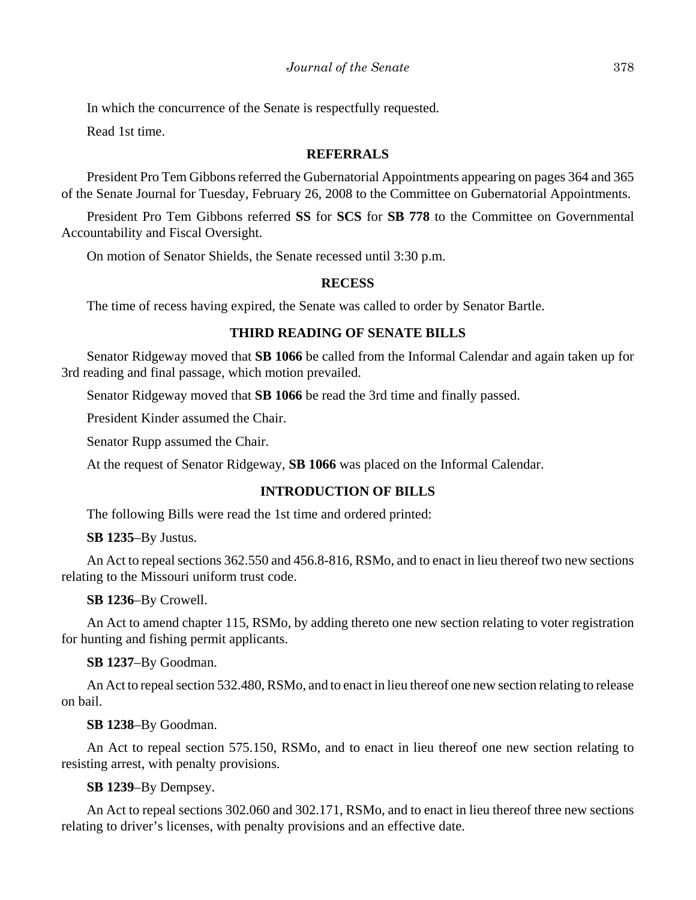In which the concurrence of the Senate is respectfully requested.

Read 1st time.

## REFERRALS

President Pro Tem Gibbons referred the Gubernatorial Appointments appearing on pages 364 and 365 of the Senate Journal for Tuesday, February 26, 2008 to the Committee on Gubernatorial Appointments.

President Pro Tem Gibbons referred **SS** for **SCS** for **SB 778** to the Committee on Governmental Accountability and Fiscal Oversight.

On motion of Senator Shields, the Senate recessed until 3:30 p.m.

## RECESS

The time of recess having expired, the Senate was called to order by Senator Bartle.

## THIRD READING OF SENATE BILLS

Senator Ridgeway moved that **SB 1066** be called from the Informal Calendar and again taken up for 3rd reading and final passage, which motion prevailed.

Senator Ridgeway moved that **SB 1066** be read the 3rd time and finally passed.

President Kinder assumed the Chair.

Senator Rupp assumed the Chair.

At the request of Senator Ridgeway, **SB 1066** was placed on the Informal Calendar.

## INTRODUCTION OF BILLS

The following Bills were read the 1st time and ordered printed:

**SB 1235**–By Justus.

An Act to repeal sections 362.550 and 456.8-816, RSMo, and to enact in lieu thereof two new sections relating to the Missouri uniform trust code.

**SB 1236**–By Crowell.

An Act to amend chapter 115, RSMo, by adding thereto one new section relating to voter registration for hunting and fishing permit applicants.

**SB 1237**–By Goodman.

An Act to repeal section 532.480, RSMo, and to enact in lieu thereof one new section relating to release on bail.

**SB 1238**–By Goodman.

An Act to repeal section 575.150, RSMo, and to enact in lieu thereof one new section relating to resisting arrest, with penalty provisions.

**SB 1239**–By Dempsey.

An Act to repeal sections 302.060 and 302.171, RSMo, and to enact in lieu thereof three new sections relating to driver's licenses, with penalty provisions and an effective date.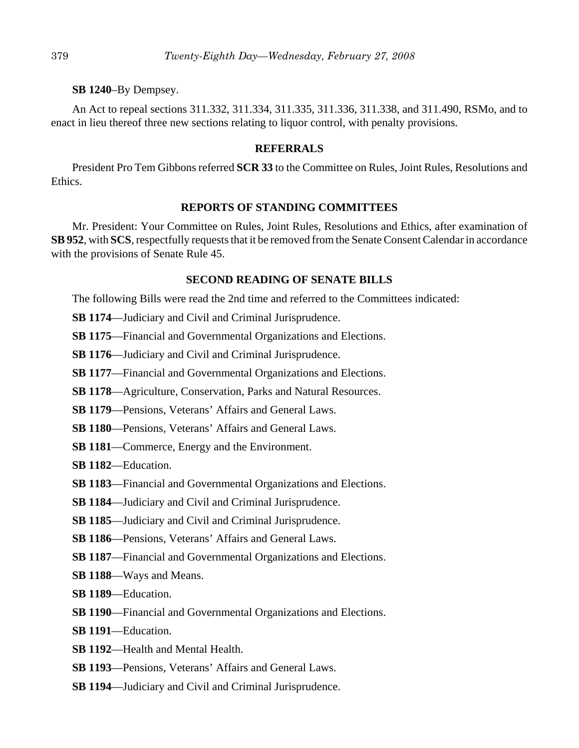**SB 1240**–By Dempsey.

An Act to repeal sections 311.332, 311.334, 311.335, 311.336, 311.338, and 311.490, RSMo, and to enact in lieu thereof three new sections relating to liquor control, with penalty provisions.

## REFERRALS

President Pro Tem Gibbons referred **SCR 33** to the Committee on Rules, Joint Rules, Resolutions and Ethics.

## REPORTS OF STANDING COMMITTEES

Mr. President: Your Committee on Rules, Joint Rules, Resolutions and Ethics, after examination of **SB 952**, with **SCS**, respectfully requests that it be removed from the Senate Consent Calendar in accordance with the provisions of Senate Rule 45.

## SECOND READING OF SENATE BILLS

The following Bills were read the 2nd time and referred to the Committees indicated:

**SB 1174**—Judiciary and Civil and Criminal Jurisprudence.

**SB 1175**—Financial and Governmental Organizations and Elections.

**SB 1176**—Judiciary and Civil and Criminal Jurisprudence.

**SB 1177**—Financial and Governmental Organizations and Elections.

**SB 1178**—Agriculture, Conservation, Parks and Natural Resources.

**SB 1179**—Pensions, Veterans' Affairs and General Laws.

**SB 1180**—Pensions, Veterans' Affairs and General Laws.

**SB 1181**—Commerce, Energy and the Environment.

**SB 1182**—Education.

**SB 1183**—Financial and Governmental Organizations and Elections.

**SB 1184**—Judiciary and Civil and Criminal Jurisprudence.

**SB 1185**—Judiciary and Civil and Criminal Jurisprudence.

**SB 1186**—Pensions, Veterans' Affairs and General Laws.

**SB 1187**—Financial and Governmental Organizations and Elections.

**SB 1188**—Ways and Means.

**SB 1189**—Education.

**SB 1190**—Financial and Governmental Organizations and Elections.

**SB 1191**—Education.

**SB 1192**—Health and Mental Health.

**SB 1193**—Pensions, Veterans' Affairs and General Laws.

**SB 1194**—Judiciary and Civil and Criminal Jurisprudence.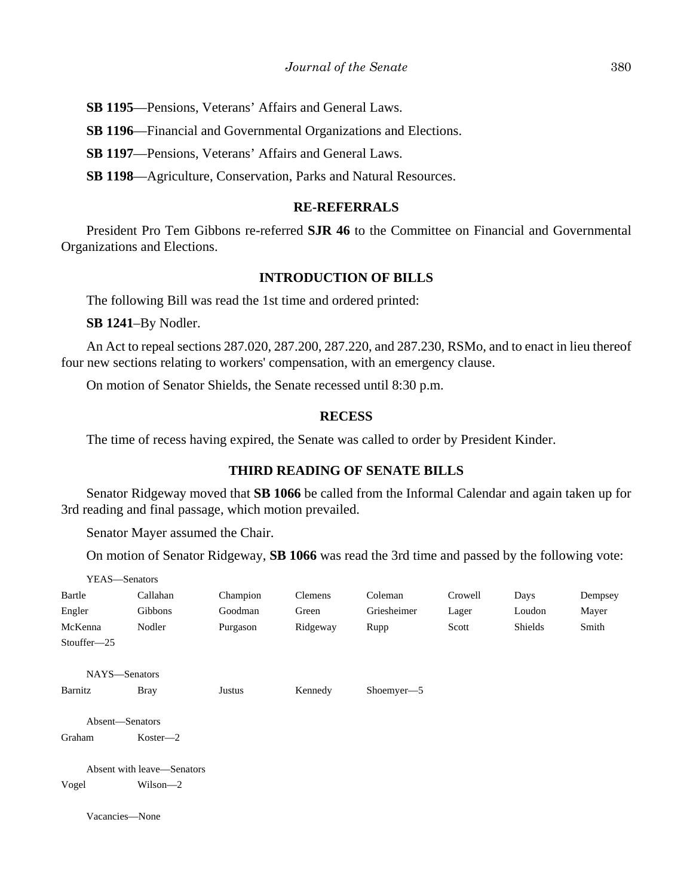**SB 1195**—Pensions, Veterans' Affairs and General Laws.

**SB 1196**—Financial and Governmental Organizations and Elections.

**SB 1197**—Pensions, Veterans' Affairs and General Laws.

**SB 1198**—Agriculture, Conservation, Parks and Natural Resources.

## RE-REFERRALS

President Pro Tem Gibbons re-referred **SJR 46** to the Committee on Financial and Governmental Organizations and Elections.

## INTRODUCTION OF BILLS

The following Bill was read the 1st time and ordered printed:

**SB 1241**–By Nodler.

An Act to repeal sections 287.020, 287.200, 287.220, and 287.230, RSMo, and to enact in lieu thereof four new sections relating to workers' compensation, with an emergency clause.

On motion of Senator Shields, the Senate recessed until 8:30 p.m.

## RECESS

The time of recess having expired, the Senate was called to order by President Kinder.

## THIRD READING OF SENATE BILLS

Senator Ridgeway moved that **SB 1066** be called from the Informal Calendar and again taken up for 3rd reading and final passage, which motion prevailed.

Senator Mayer assumed the Chair.

On motion of Senator Ridgeway, **SB 1066** was read the 3rd time and passed by the following vote:

YEAS—Senators

| | | | | | | | |
|---|---|---|---|---|---|---|---|
| Bartle | Callahan | Champion | Clemens | Coleman | Crowell | Days | Dempsey |
| Engler | Gibbons | Goodman | Green | Griesheimer | Lager | Loudon | Mayer |
| McKenna | Nodler | Purgason | Ridgeway | Rupp | Scott | Shields | Smith |
| Stouffer—25 | | | | | | | |

NAYS—Senators

| | | | | |
|---|---|---|---|---|
| Barnitz | Bray | Justus | Kennedy | Shoemyer—5 |

Absent—Senators

| | |
|---|---|
| Graham | Koster—2 |

Absent with leave—Senators

| | |
|---|---|
| Vogel | Wilson—2 |

Vacancies—None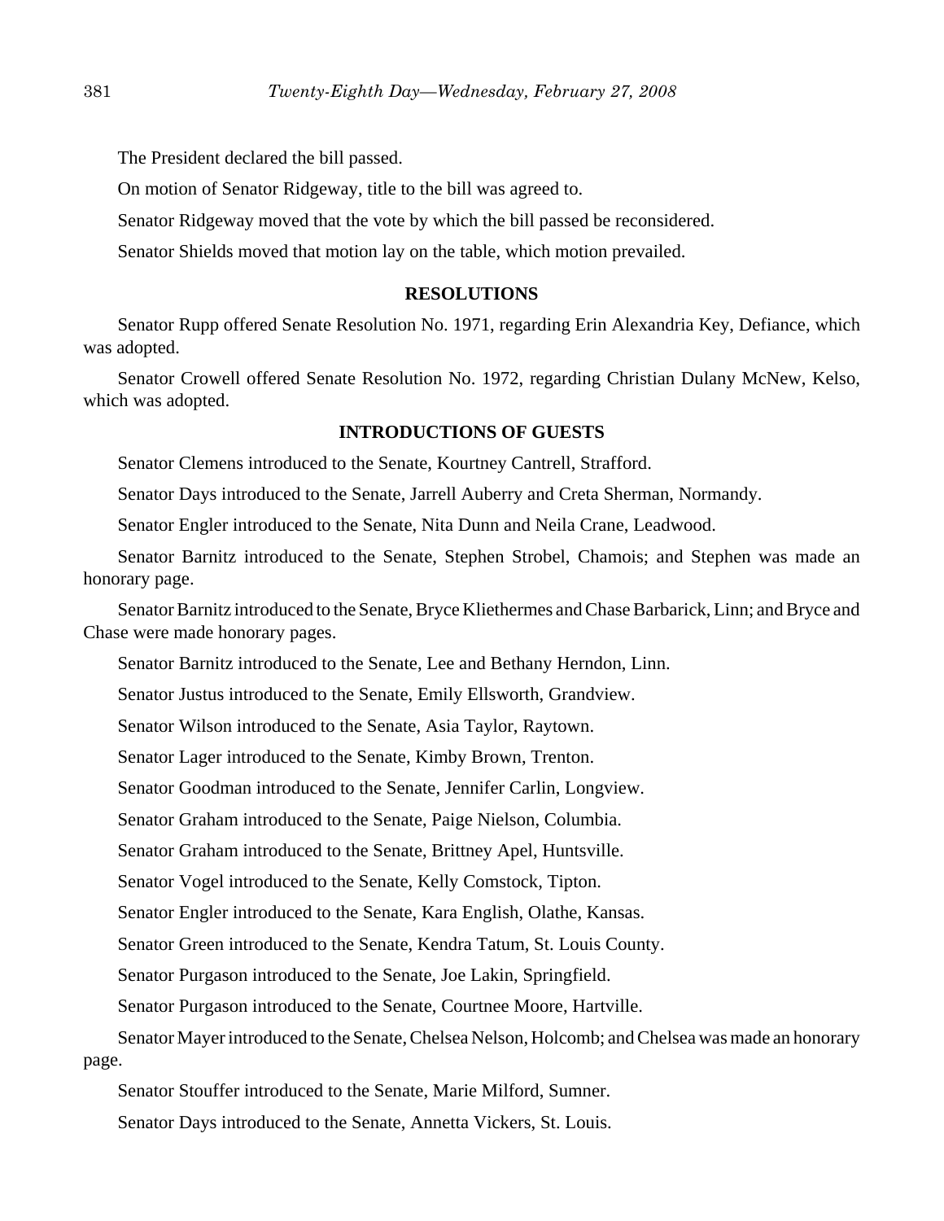The President declared the bill passed.

On motion of Senator Ridgeway, title to the bill was agreed to.

Senator Ridgeway moved that the vote by which the bill passed be reconsidered.

Senator Shields moved that motion lay on the table, which motion prevailed.

## RESOLUTIONS

Senator Rupp offered Senate Resolution No. 1971, regarding Erin Alexandria Key, Defiance, which was adopted.

Senator Crowell offered Senate Resolution No. 1972, regarding Christian Dulany McNew, Kelso, which was adopted.

## INTRODUCTIONS OF GUESTS

Senator Clemens introduced to the Senate, Kourtney Cantrell, Strafford.

Senator Days introduced to the Senate, Jarrell Auberry and Creta Sherman, Normandy.

Senator Engler introduced to the Senate, Nita Dunn and Neila Crane, Leadwood.

Senator Barnitz introduced to the Senate, Stephen Strobel, Chamois; and Stephen was made an honorary page.

Senator Barnitz introduced to the Senate, Bryce Kliethermes and Chase Barbarick, Linn; and Bryce and Chase were made honorary pages.

Senator Barnitz introduced to the Senate, Lee and Bethany Herndon, Linn.

Senator Justus introduced to the Senate, Emily Ellsworth, Grandview.

Senator Wilson introduced to the Senate, Asia Taylor, Raytown.

Senator Lager introduced to the Senate, Kimby Brown, Trenton.

Senator Goodman introduced to the Senate, Jennifer Carlin, Longview.

Senator Graham introduced to the Senate, Paige Nielson, Columbia.

Senator Graham introduced to the Senate, Brittney Apel, Huntsville.

Senator Vogel introduced to the Senate, Kelly Comstock, Tipton.

Senator Engler introduced to the Senate, Kara English, Olathe, Kansas.

Senator Green introduced to the Senate, Kendra Tatum, St. Louis County.

Senator Purgason introduced to the Senate, Joe Lakin, Springfield.

Senator Purgason introduced to the Senate, Courtnee Moore, Hartville.

Senator Mayer introduced to the Senate, Chelsea Nelson, Holcomb; and Chelsea was made an honorary page.

Senator Stouffer introduced to the Senate, Marie Milford, Sumner.

Senator Days introduced to the Senate, Annetta Vickers, St. Louis.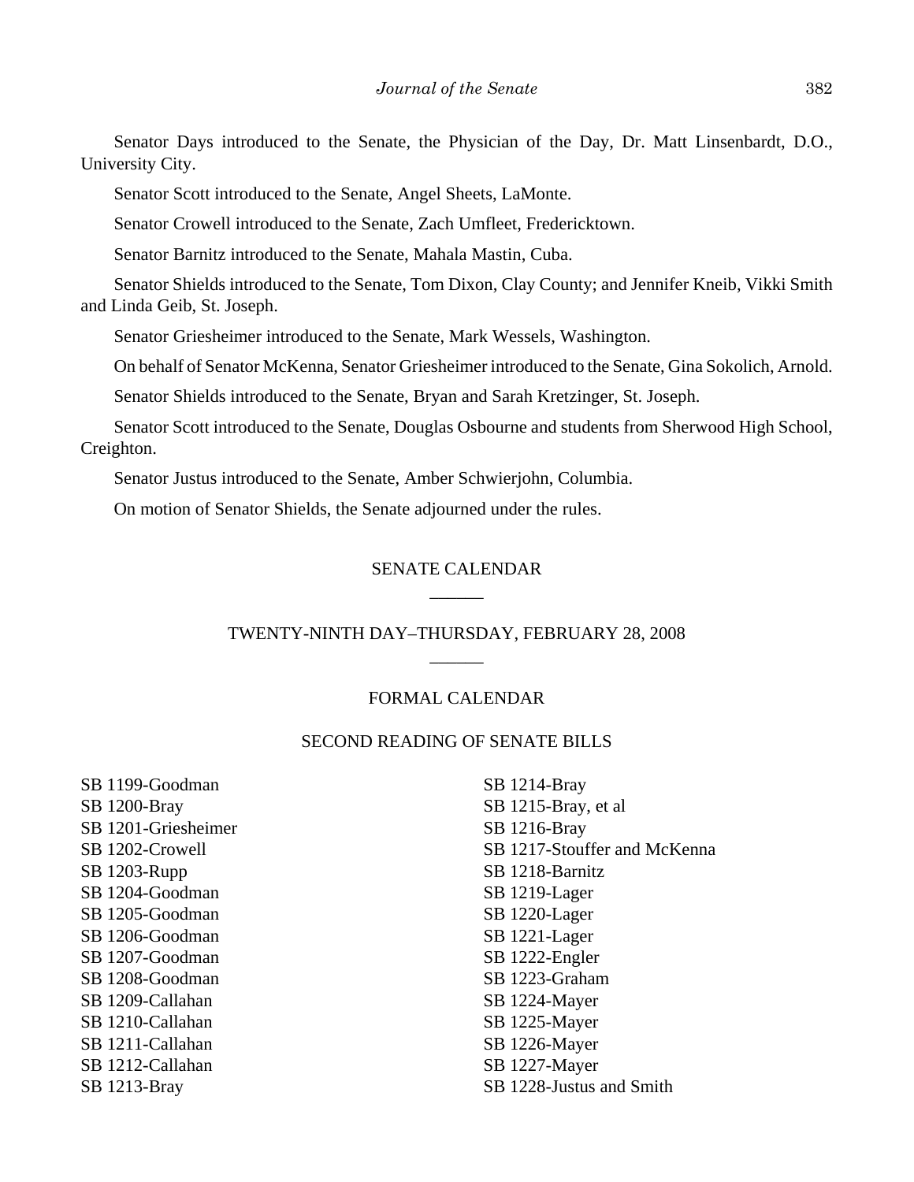Senator Days introduced to the Senate, the Physician of the Day, Dr. Matt Linsenbardt, D.O., University City.

Senator Scott introduced to the Senate, Angel Sheets, LaMonte.

Senator Crowell introduced to the Senate, Zach Umfleet, Fredericktown.

Senator Barnitz introduced to the Senate, Mahala Mastin, Cuba.

Senator Shields introduced to the Senate, Tom Dixon, Clay County; and Jennifer Kneib, Vikki Smith and Linda Geib, St. Joseph.

Senator Griesheimer introduced to the Senate, Mark Wessels, Washington.

On behalf of Senator McKenna, Senator Griesheimer introduced to the Senate, Gina Sokolich, Arnold.

Senator Shields introduced to the Senate, Bryan and Sarah Kretzinger, St. Joseph.

Senator Scott introduced to the Senate, Douglas Osbourne and students from Sherwood High School, Creighton.

Senator Justus introduced to the Senate, Amber Schwierjohn, Columbia.

On motion of Senator Shields, the Senate adjourned under the rules.

## SENATE CALENDAR

______

## TWENTY-NINTH DAY–THURSDAY, FEBRUARY 28, 2008

______

### FORMAL CALENDAR

### SECOND READING OF SENATE BILLS

SB 1199-Goodman
SB 1200-Bray
SB 1201-Griesheimer
SB 1202-Crowell
SB 1203-Rupp
SB 1204-Goodman
SB 1205-Goodman
SB 1206-Goodman
SB 1207-Goodman
SB 1208-Goodman
SB 1209-Callahan
SB 1210-Callahan
SB 1211-Callahan
SB 1212-Callahan
SB 1213-Bray
SB 1214-Bray
SB 1215-Bray, et al
SB 1216-Bray
SB 1217-Stouffer and McKenna
SB 1218-Barnitz
SB 1219-Lager
SB 1220-Lager
SB 1221-Lager
SB 1222-Engler
SB 1223-Graham
SB 1224-Mayer
SB 1225-Mayer
SB 1226-Mayer
SB 1227-Mayer
SB 1228-Justus and Smith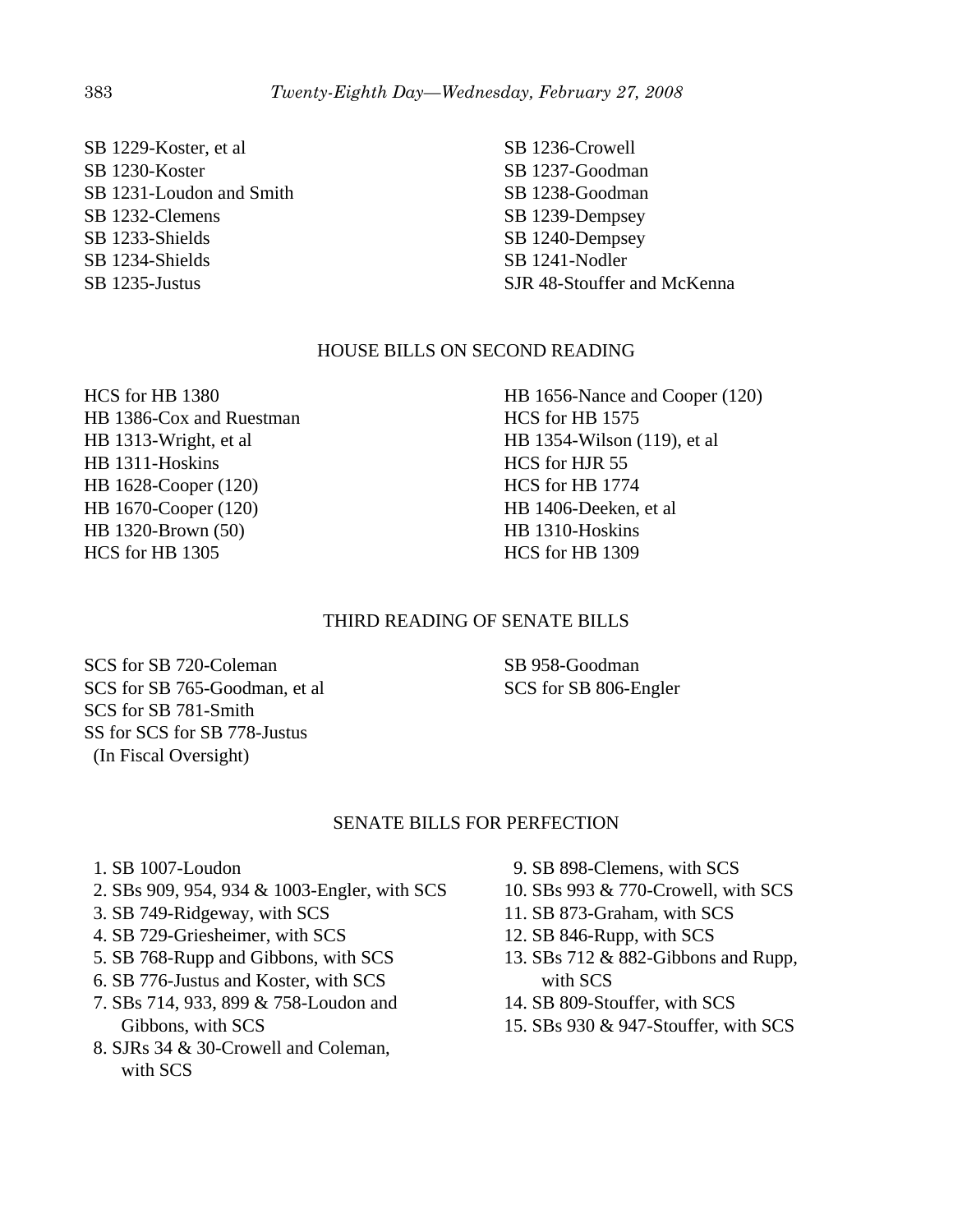SB 1229-Koster, et al
SB 1230-Koster
SB 1231-Loudon and Smith
SB 1232-Clemens
SB 1233-Shields
SB 1234-Shields
SB 1235-Justus
SB 1236-Crowell
SB 1237-Goodman
SB 1238-Goodman
SB 1239-Dempsey
SB 1240-Dempsey
SB 1241-Nodler
SJR 48-Stouffer and McKenna

## HOUSE BILLS ON SECOND READING

HCS for HB 1380
HB 1386-Cox and Ruestman
HB 1313-Wright, et al
HB 1311-Hoskins
HB 1628-Cooper (120)
HB 1670-Cooper (120)
HB 1320-Brown (50)
HCS for HB 1305
HB 1656-Nance and Cooper (120)
HCS for HB 1575
HB 1354-Wilson (119), et al
HCS for HJR 55
HCS for HB 1774
HB 1406-Deeken, et al
HB 1310-Hoskins
HCS for HB 1309

## THIRD READING OF SENATE BILLS

SCS for SB 720-Coleman
SCS for SB 765-Goodman, et al
SCS for SB 781-Smith
SS for SCS for SB 778-Justus
 (In Fiscal Oversight)
SB 958-Goodman
SCS for SB 806-Engler

## SENATE BILLS FOR PERFECTION

1. SB 1007-Loudon
2. SBs 909, 954, 934 & 1003-Engler, with SCS
3. SB 749-Ridgeway, with SCS
4. SB 729-Griesheimer, with SCS
5. SB 768-Rupp and Gibbons, with SCS
6. SB 776-Justus and Koster, with SCS
7. SBs 714, 933, 899 & 758-Loudon and Gibbons, with SCS
8. SJRs 34 & 30-Crowell and Coleman, with SCS
9. SB 898-Clemens, with SCS
10. SBs 993 & 770-Crowell, with SCS
11. SB 873-Graham, with SCS
12. SB 846-Rupp, with SCS
13. SBs 712 & 882-Gibbons and Rupp, with SCS
14. SB 809-Stouffer, with SCS
15. SBs 930 & 947-Stouffer, with SCS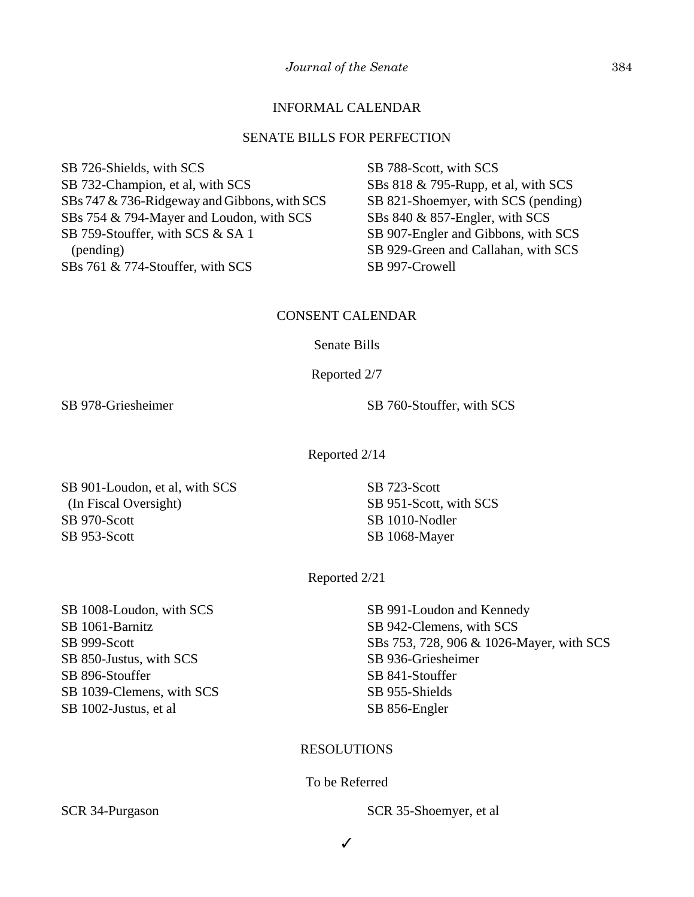## INFORMAL CALENDAR

### SENATE BILLS FOR PERFECTION

SB 726-Shields, with SCS
SB 732-Champion, et al, with SCS
SBs 747 & 736-Ridgeway and Gibbons, with SCS
SBs 754 & 794-Mayer and Loudon, with SCS
SB 759-Stouffer, with SCS & SA 1 (pending)
SBs 761 & 774-Stouffer, with SCS
SB 788-Scott, with SCS
SBs 818 & 795-Rupp, et al, with SCS
SB 821-Shoemyer, with SCS (pending)
SBs 840 & 857-Engler, with SCS
SB 907-Engler and Gibbons, with SCS
SB 929-Green and Callahan, with SCS
SB 997-Crowell

## CONSENT CALENDAR

### Senate Bills

Reported 2/7

SB 978-Griesheimer
SB 760-Stouffer, with SCS

Reported 2/14

SB 901-Loudon, et al, with SCS (In Fiscal Oversight)
SB 970-Scott
SB 953-Scott
SB 723-Scott
SB 951-Scott, with SCS
SB 1010-Nodler
SB 1068-Mayer

Reported 2/21

SB 1008-Loudon, with SCS
SB 1061-Barnitz
SB 999-Scott
SB 850-Justus, with SCS
SB 896-Stouffer
SB 1039-Clemens, with SCS
SB 1002-Justus, et al
SB 991-Loudon and Kennedy
SB 942-Clemens, with SCS
SBs 753, 728, 906 & 1026-Mayer, with SCS
SB 936-Griesheimer
SB 841-Stouffer
SB 955-Shields
SB 856-Engler

## RESOLUTIONS

To be Referred

SCR 34-Purgason
SCR 35-Shoemyer, et al

✓